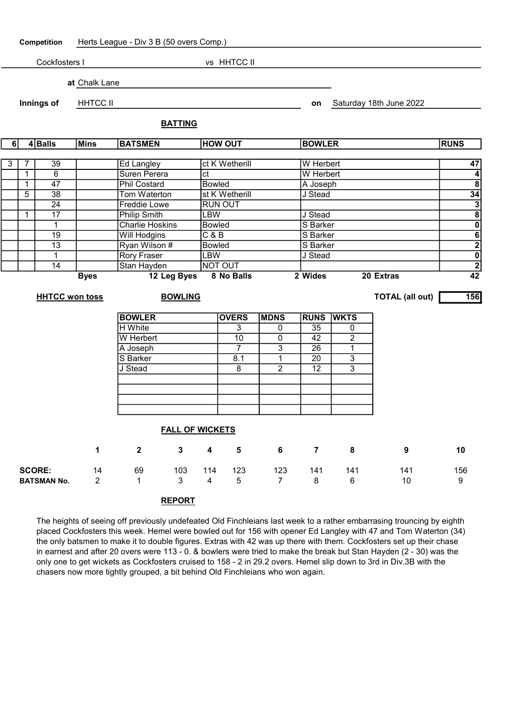**Competition** Herts League - Div 3 B (50 overs Comp.)

Cockfosters I vs HHTCC II

**at** Chalk Lane

**Innings of** HHTCC II **on** Saturday 18th June 2022

## BATTING

| 6 | 4 | Balls | Mins | BATSMEN | HOW OUT | BOWLER | RUNS |
|---|---|---|---|---|---|---|---|
| 3 | 7 | 39 | | Ed Langley | ct K Wetherill | W Herbert | 47 |
| | 1 | 6 | | Suren Perera | ct | W Herbert | 4 |
| | 1 | 47 | | Phil Costard | Bowled | A Joseph | 8 |
| | 5 | 38 | | Tom Waterton | st K Wetherill | J Stead | 34 |
| | | 24 | | Freddie Lowe | RUN OUT | | 3 |
| | 1 | 17 | | Philip Smith | LBW | J Stead | 8 |
| | | 1 | | Charlie Hoskins | Bowled | S Barker | 0 |
| | | 19 | | Will Hodgins | C & B | S Barker | 6 |
| | | 13 | | Ryan Wilson # | Bowled | S Barker | 2 |
| | | 1 | | Rory Fraser | LBW | J Stead | 0 |
| | | 14 | | Stan Hayden | NOT OUT | | 2 |

Byes | 12 Leg Byes | 8 No Balls | 2 Wides | 20 Extras | 42

**HHTCC won toss**

**TOTAL (all out)** 156

## BOWLING

| BOWLER | OVERS | MDNS | RUNS | WKTS |
|---|---|---|---|---|
| H White | 3 | 0 | 35 | 0 |
| W Herbert | 10 | 0 | 42 | 2 |
| A Joseph | 7 | 3 | 26 | 1 |
| S Barker | 8.1 | 1 | 20 | 3 |
| J Stead | 8 | 2 | 12 | 3 |

## FALL OF WICKETS

| | 1 | 2 | 3 | 4 | 5 | 6 | 7 | 8 | 9 | 10 |
|---|---|---|---|---|---|---|---|---|---|---|
| **SCORE:** | 14 | 69 | 103 | 114 | 123 | 123 | 141 | 141 | 141 | 156 |
| **BATSMAN No.** | 2 | 1 | 3 | 4 | 5 | 7 | 8 | 6 | 10 | 9 |

## REPORT

The heights of seeing off previously undefeated Old Finchleians last week to a rather embarrasing trouncing by eighth placed Cockfosters this week. Hemel were bowled out for 156 with opener Ed Langley with 47 and Tom Waterton (34) the only batsmen to make it to double figures. Extras with 42 was up there with them. Cockfosters set up their chase in earnest and after 20 overs were 113 - 0. & bowlers were tried to make the break but Stan Hayden (2 - 30) was the only one to get wickets as Cockfosters cruised to 158 - 2 in 29.2 overs. Hemel slip down to 3rd in Div.3B with the chasers now more tightly grouped, a bit behind Old Finchleians who won again.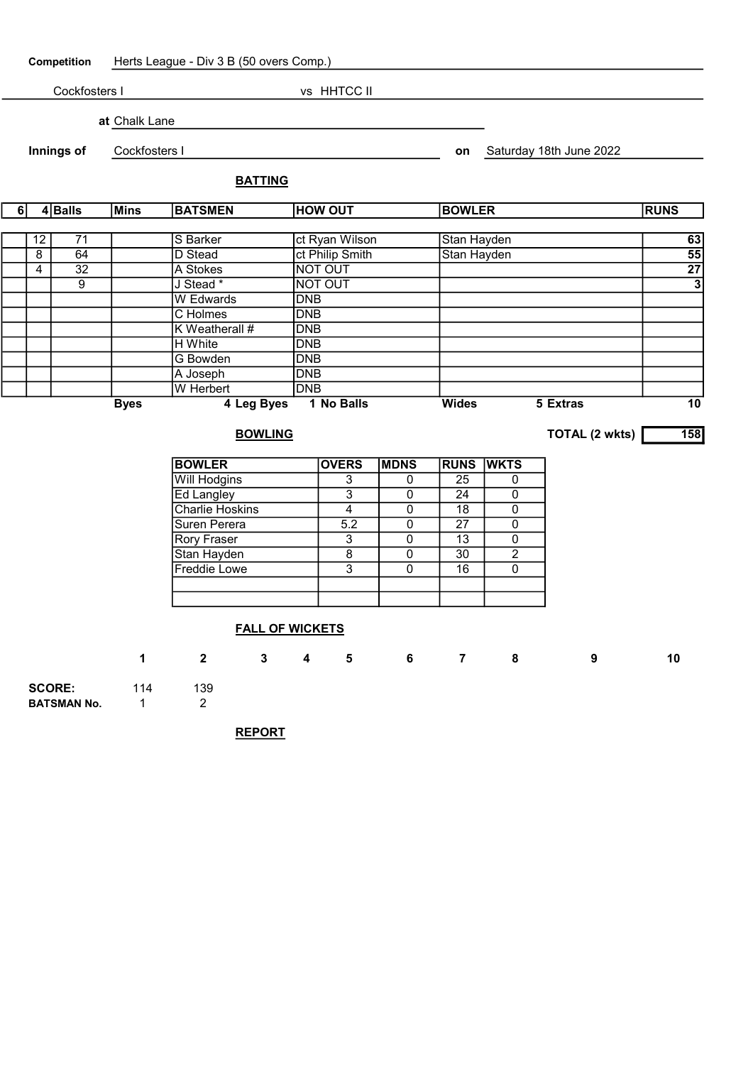**Competition** Herts League - Div 3 B (50 overs Comp.)

Cockfosters I vs HHTCC II

**at** Chalk Lane

**Innings of** Cockfosters I **on** Saturday 18th June 2022

**BATTING**

| 6 | 4 | Balls | Mins | BATSMEN | HOW OUT | BOWLER | RUNS |
|---|---|---|---|---|---|---|---|
| | 12 | 71 | | S Barker | ct Ryan Wilson | Stan Hayden | 63 |
| | 8 | 64 | | D Stead | ct Philip Smith | Stan Hayden | 55 |
| | 4 | 32 | | A Stokes | NOT OUT | | 27 |
| | | 9 | | J Stead * | NOT OUT | | 3 |
| | | | | W Edwards | DNB | | |
| | | | | C Holmes | DNB | | |
| | | | | K Weatherall # | DNB | | |
| | | | | H White | DNB | | |
| | | | | G Bowden | DNB | | |
| | | | | A Joseph | DNB | | |
| | | | | W Herbert | DNB | | |

**Byes** 4 **Leg Byes** 1 **No Balls** **Wides** 5 **Extras** 10

**BOWLING**

**TOTAL (2 wkts)** 158

| BOWLER | OVERS | MDNS | RUNS | WKTS |
|---|---|---|---|---|
| Will Hodgins | 3 | 0 | 25 | 0 |
| Ed Langley | 3 | 0 | 24 | 0 |
| Charlie Hoskins | 4 | 0 | 18 | 0 |
| Suren Perera | 5.2 | 0 | 27 | 0 |
| Rory Fraser | 3 | 0 | 13 | 0 |
| Stan Hayden | 8 | 0 | 30 | 2 |
| Freddie Lowe | 3 | 0 | 16 | 0 |

**FALL OF WICKETS**

| | 1 | 2 | 3 | 4 | 5 | 6 | 7 | 8 | 9 | 10 |
|---|---|---|---|---|---|---|---|---|---|---|
| **SCORE:** | 114 | 139 | | | | | | | | |
| **BATSMAN No.** | 1 | 2 | | | | | | | | |

**REPORT**